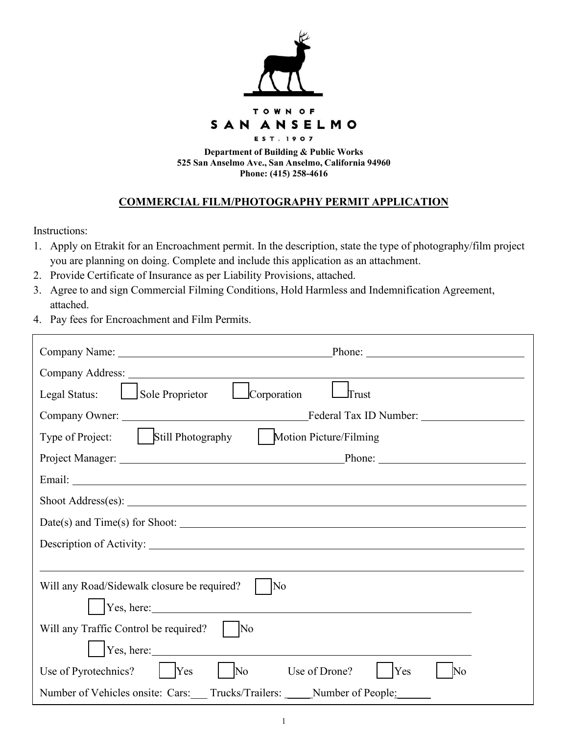TOWN OF
SAN ANSELMO
EST. 1907

**Department of Building & Public Works**
**525 San Anselmo Ave., San Anselmo, California 94960**
**Phone: (415) 258-4616**

## COMMERCIAL FILM/PHOTOGRAPHY PERMIT APPLICATION

Instructions:

1. Apply on Etrakit for an Encroachment permit. In the description, state the type of photography/film project you are planning on doing. Complete and include this application as an attachment.
2. Provide Certificate of Insurance as per Liability Provisions, attached.
3. Agree to and sign Commercial Filming Conditions, Hold Harmless and Indemnification Agreement, attached.
4. Pay fees for Encroachment and Film Permits.

Company Name: ______________________________ Phone: ______________________

Company Address: ______________________________________________________

Legal Status: ☐ Sole Proprietor ☐ Corporation ☐ Trust

Company Owner: ___________________________ Federal Tax ID Number: ______________

Type of Project: ☐ Still Photography ☐ Motion Picture/Filming

Project Manager: _______________________________ Phone: ____________________

Email: _______________________________________________________________

Shoot Address(es): ______________________________________________________

Date(s) and Time(s) for Shoot: ____________________________________________

Description of Activity: __________________________________________________

_______________________________________________________________________

Will any Road/Sidewalk closure be required? ☐ No

☐ Yes, here: ___________________________________________________

Will any Traffic Control be required? ☐ No

☐ Yes, here: ___________________________________________________

Use of Pyrotechnics? ☐ Yes ☐ No  Use of Drone? ☐ Yes ☐ No

Number of Vehicles onsite: Cars:___ Trucks/Trailers: _____ Number of People: ______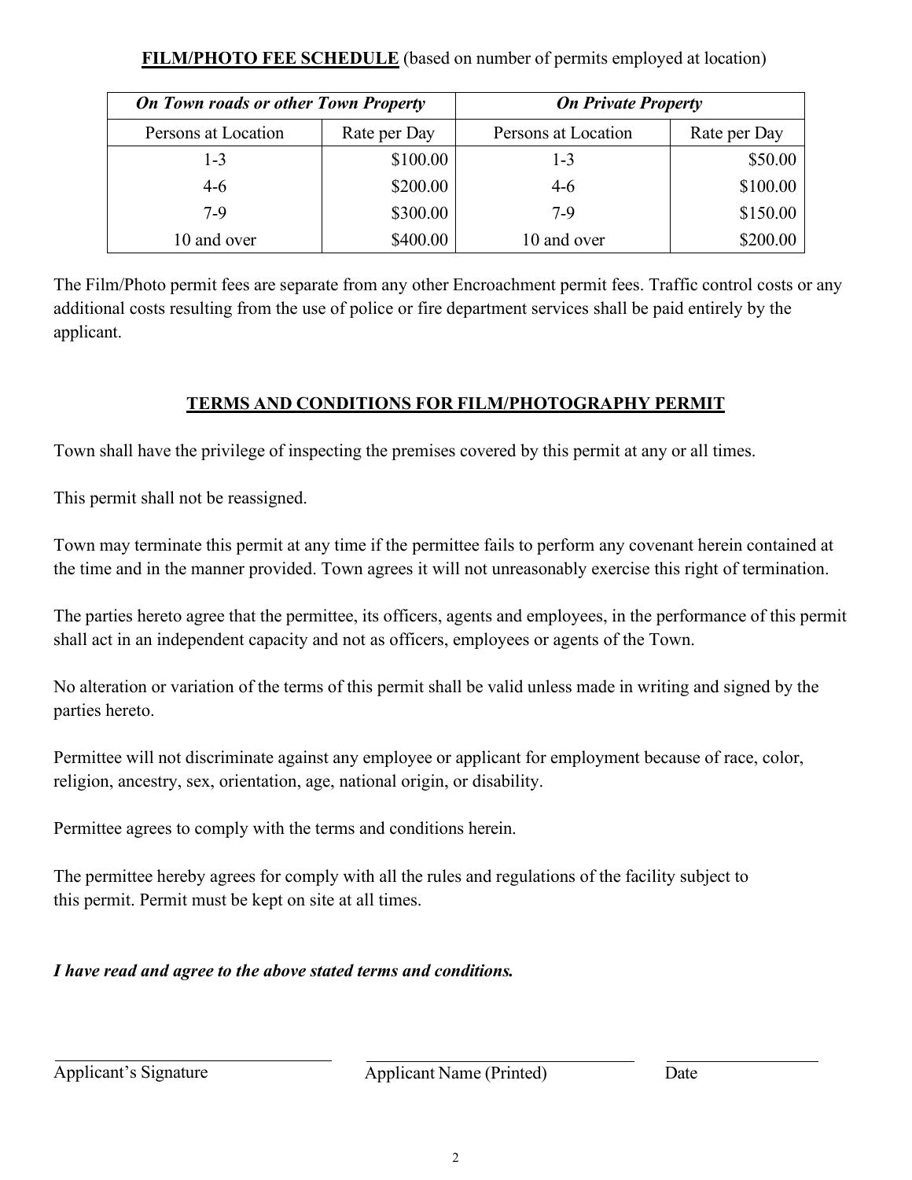**FILM/PHOTO FEE SCHEDULE** (based on number of permits employed at location)

| ***On Town roads or other Town Property*** | | ***On Private Property*** | |
|---|---|---|---|
| Persons at Location | Rate per Day | Persons at Location | Rate per Day |
| 1-3 | $100.00 | 1-3 | $50.00 |
| 4-6 | $200.00 | 4-6 | $100.00 |
| 7-9 | $300.00 | 7-9 | $150.00 |
| 10 and over | $400.00 | 10 and over | $200.00 |

The Film/Photo permit fees are separate from any other Encroachment permit fees. Traffic control costs or any additional costs resulting from the use of police or fire department services shall be paid entirely by the applicant.

## TERMS AND CONDITIONS FOR FILM/PHOTOGRAPHY PERMIT

Town shall have the privilege of inspecting the premises covered by this permit at any or all times.

This permit shall not be reassigned.

Town may terminate this permit at any time if the permittee fails to perform any covenant herein contained at the time and in the manner provided. Town agrees it will not unreasonably exercise this right of termination.

The parties hereto agree that the permittee, its officers, agents and employees, in the performance of this permit shall act in an independent capacity and not as officers, employees or agents of the Town.

No alteration or variation of the terms of this permit shall be valid unless made in writing and signed by the parties hereto.

Permittee will not discriminate against any employee or applicant for employment because of race, color, religion, ancestry, sex, orientation, age, national origin, or disability.

Permittee agrees to comply with the terms and conditions herein.

The permittee hereby agrees for comply with all the rules and regulations of the facility subject to this permit. Permit must be kept on site at all times.

***I have read and agree to the above stated terms and conditions.***

\_\_\_\_\_\_\_\_\_\_\_\_\_\_\_\_\_\_\_\_\_\_\_\_\_\_\_\_ \_\_\_\_\_\_\_\_\_\_\_\_\_\_\_\_\_\_\_\_\_\_\_\_\_\_\_\_ \_\_\_\_\_\_\_\_\_\_\_\_\_\_\_\_
Applicant's Signature | Applicant Name (Printed) | Date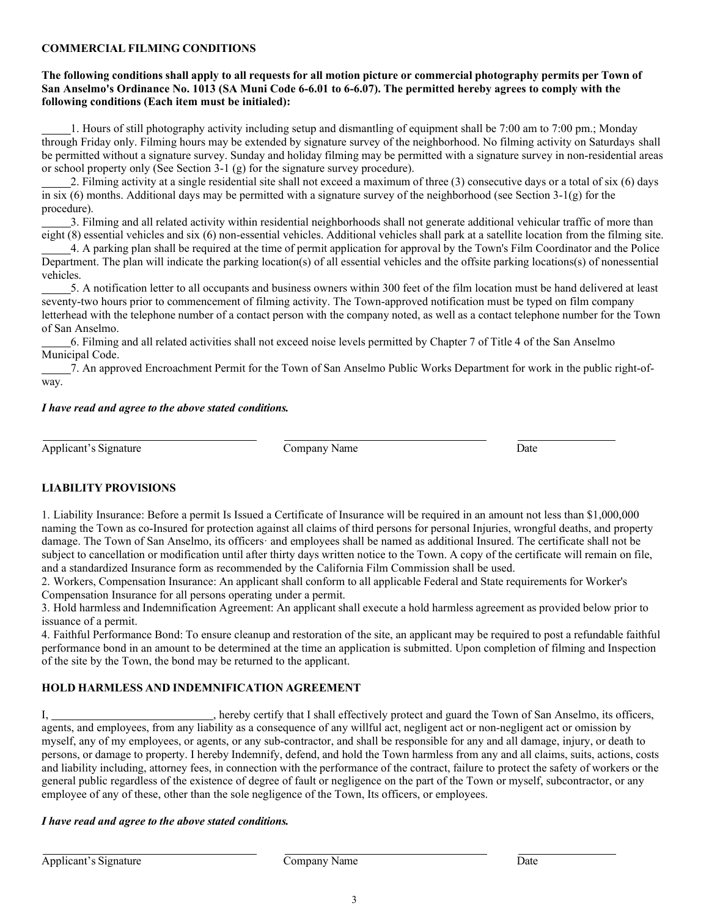**COMMERCIAL FILMING CONDITIONS**

**The following conditions shall apply to all requests for all motion picture or commercial photography permits per Town of San Anselmo's Ordinance No. 1013 (SA Muni Code 6-6.01 to 6-6.07). The permitted hereby agrees to comply with the following conditions (Each item must be initialed):**

_____1. Hours of still photography activity including setup and dismantling of equipment shall be 7:00 am to 7:00 pm.; Monday through Friday only. Filming hours may be extended by signature survey of the neighborhood. No filming activity on Saturdays shall be permitted without a signature survey. Sunday and holiday filming may be permitted with a signature survey in non-residential areas or school property only (See Section 3-1 (g) for the signature survey procedure).

_____2. Filming activity at a single residential site shall not exceed a maximum of three (3) consecutive days or a total of six (6) days in six (6) months. Additional days may be permitted with a signature survey of the neighborhood (see Section 3-1(g) for the procedure).

_____3. Filming and all related activity within residential neighborhoods shall not generate additional vehicular traffic of more than eight (8) essential vehicles and six (6) non-essential vehicles. Additional vehicles shall park at a satellite location from the filming site.

_____4. A parking plan shall be required at the time of permit application for approval by the Town's Film Coordinator and the Police Department. The plan will indicate the parking location(s) of all essential vehicles and the offsite parking locations(s) of nonessential vehicles.

_____5. A notification letter to all occupants and business owners within 300 feet of the film location must be hand delivered at least seventy-two hours prior to commencement of filming activity. The Town-approved notification must be typed on film company letterhead with the telephone number of a contact person with the company noted, as well as a contact telephone number for the Town of San Anselmo.

_____6. Filming and all related activities shall not exceed noise levels permitted by Chapter 7 of Title 4 of the San Anselmo Municipal Code.

_____7. An approved Encroachment Permit for the Town of San Anselmo Public Works Department for work in the public right-of-way.

***I have read and agree to the above stated conditions.***

______________________________ ______________________________ ______________

Applicant's Signature Company Name Date

**LIABILITY PROVISIONS**

1. Liability Insurance: Before a permit Is Issued a Certificate of Insurance will be required in an amount not less than $1,000,000 naming the Town as co-Insured for protection against all claims of third persons for personal Injuries, wrongful deaths, and property damage. The Town of San Anselmo, its officers· and employees shall be named as additional Insured. The certificate shall not be subject to cancellation or modification until after thirty days written notice to the Town. A copy of the certificate will remain on file, and a standardized Insurance form as recommended by the California Film Commission shall be used.
2. Workers, Compensation Insurance: An applicant shall conform to all applicable Federal and State requirements for Worker's Compensation Insurance for all persons operating under a permit.
3. Hold harmless and Indemnification Agreement: An applicant shall execute a hold harmless agreement as provided below prior to issuance of a permit.
4. Faithful Performance Bond: To ensure cleanup and restoration of the site, an applicant may be required to post a refundable faithful performance bond in an amount to be determined at the time an application is submitted. Upon completion of filming and Inspection of the site by the Town, the bond may be returned to the applicant.

**HOLD HARMLESS AND INDEMNIFICATION AGREEMENT**

I, ____________________________, hereby certify that I shall effectively protect and guard the Town of San Anselmo, its officers, agents, and employees, from any liability as a consequence of any willful act, negligent act or non-negligent act or omission by myself, any of my employees, or agents, or any sub-contractor, and shall be responsible for any and all damage, injury, or death to persons, or damage to property. I hereby Indemnify, defend, and hold the Town harmless from any and all claims, suits, actions, costs and liability including, attorney fees, in connection with the performance of the contract, failure to protect the safety of workers or the general public regardless of the existence of degree of fault or negligence on the part of the Town or myself, subcontractor, or any employee of any of these, other than the sole negligence of the Town, Its officers, or employees.

***I have read and agree to the above stated conditions.***

______________________________ ______________________________ ______________

Applicant's Signature Company Name Date